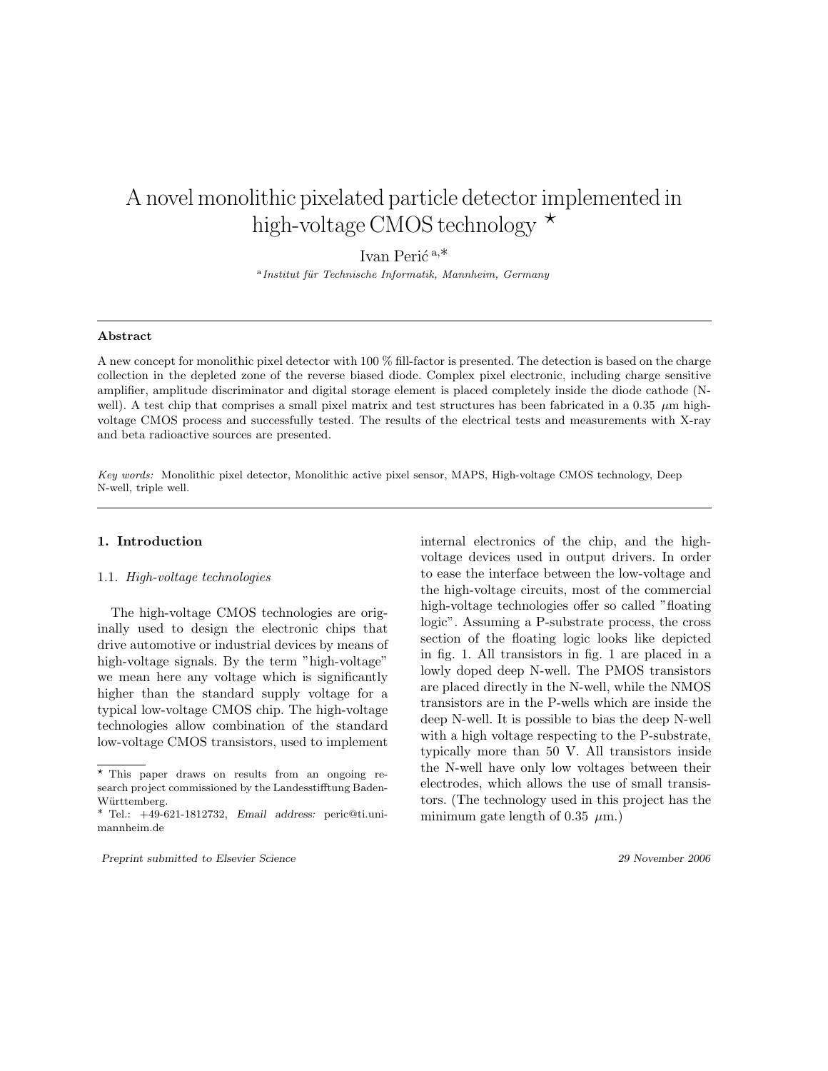# A novel monolithic pixelated particle detector implemented in high-voltage CMOS technology ⋆

Ivan Perić [a,*]

[a] *Institut für Technische Informatik, Mannheim, Germany*

---

**Abstract**

A new concept for monolithic pixel detector with 100 % fill-factor is presented. The detection is based on the charge collection in the depleted zone of the reverse biased diode. Complex pixel electronic, including charge sensitive amplifier, amplitude discriminator and digital storage element is placed completely inside the diode cathode (N-well). A test chip that comprises a small pixel matrix and test structures has been fabricated in a 0.35 $\mu$m high-voltage CMOS process and successfully tested. The results of the electrical tests and measurements with X-ray and beta radioactive sources are presented.

*Key words:* Monolithic pixel detector, Monolithic active pixel sensor, MAPS, High-voltage CMOS technology, Deep N-well, triple well.

---

## 1. Introduction

### 1.1. *High-voltage technologies*

The high-voltage CMOS technologies are originally used to design the electronic chips that drive automotive or industrial devices by means of high-voltage signals. By the term "high-voltage" we mean here any voltage which is significantly higher than the standard supply voltage for a typical low-voltage CMOS chip. The high-voltage technologies allow combination of the standard low-voltage CMOS transistors, used to implement internal electronics of the chip, and the high-voltage devices used in output drivers. In order to ease the interface between the low-voltage and the high-voltage circuits, most of the commercial high-voltage technologies offer so called "floating logic". Assuming a P-substrate process, the cross section of the floating logic looks like depicted in fig. 1. All transistors in fig. 1 are placed in a lowly doped deep N-well. The PMOS transistors are placed directly in the N-well, while the NMOS transistors are in the P-wells which are inside the deep N-well. It is possible to bias the deep N-well with a high voltage respecting to the P-substrate, typically more than 50 V. All transistors inside the N-well have only low voltages between their electrodes, which allows the use of small transistors. (The technology used in this project has the minimum gate length of 0.35 $\mu$m.)

---

⋆ This paper draws on results from an ongoing research project commissioned by the Landesstifftung Baden-Württemberg.

\* Tel.: +49-621-1812732, *Email address:* peric@ti.uni-mannheim.de

*Preprint submitted to Elsevier Science* 29 November 2006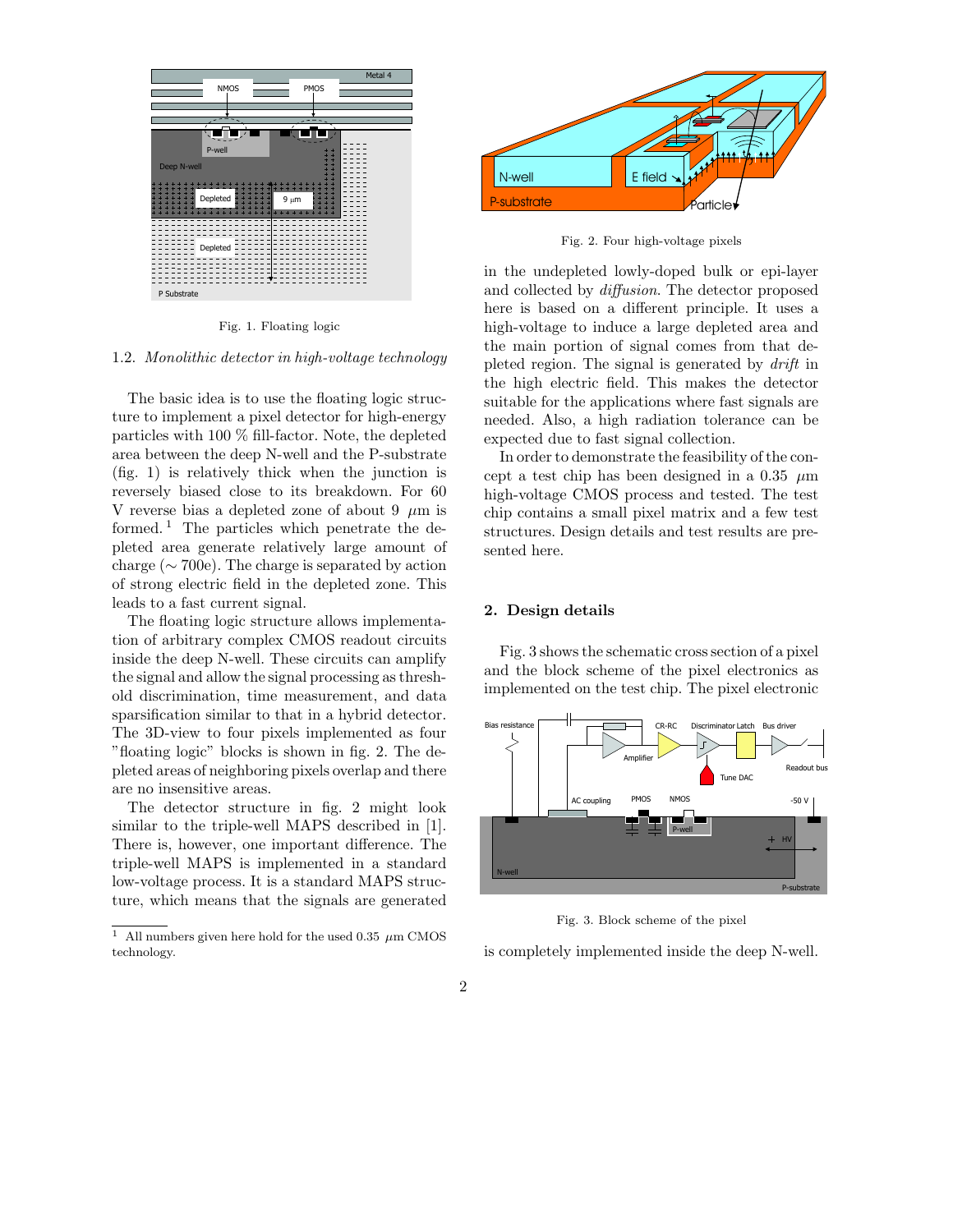Fig. 1. Floating logic

### 1.2. *Monolithic detector in high-voltage technology*

The basic idea is to use the floating logic structure to implement a pixel detector for high-energy particles with 100 % fill-factor. Note, the depleted area between the deep N-well and the P-substrate (fig. 1) is relatively thick when the junction is reversely biased close to its breakdown. For 60 V reverse bias a depleted zone of about 9 $\mu$m is formed.[1] The particles which penetrate the depleted area generate relatively large amount of charge ($\sim$ 700e). The charge is separated by action of strong electric field in the depleted zone. This leads to a fast current signal.

The floating logic structure allows implementation of arbitrary complex CMOS readout circuits inside the deep N-well. These circuits can amplify the signal and allow the signal processing as threshold discrimination, time measurement, and data sparsification similar to that in a hybrid detector. The 3D-view to four pixels implemented as four "floating logic" blocks is shown in fig. 2. The depleted areas of neighboring pixels overlap and there are no insensitive areas.

The detector structure in fig. 2 might look similar to the triple-well MAPS described in [1]. There is, however, one important difference. The triple-well MAPS is implemented in a standard low-voltage process. It is a standard MAPS structure, which means that the signals are generated in the undepleted lowly-doped bulk or epi-layer and collected by *diffusion*. The detector proposed here is based on a different principle. It uses a high-voltage to induce a large depleted area and the main portion of signal comes from that depleted region. The signal is generated by *drift* in the high electric field. This makes the detector suitable for the applications where fast signals are needed. Also, a high radiation tolerance can be expected due to fast signal collection.

Fig. 2. Four high-voltage pixels

In order to demonstrate the feasibility of the concept a test chip has been designed in a 0.35 $\mu$m high-voltage CMOS process and tested. The test chip contains a small pixel matrix and a few test structures. Design details and test results are presented here.

## 2. Design details

Fig. 3 shows the schematic cross section of a pixel and the block scheme of the pixel electronics as implemented on the test chip. The pixel electronic is completely implemented inside the deep N-well.

Fig. 3. Block scheme of the pixel

[1] All numbers given here hold for the used 0.35 $\mu$m CMOS technology.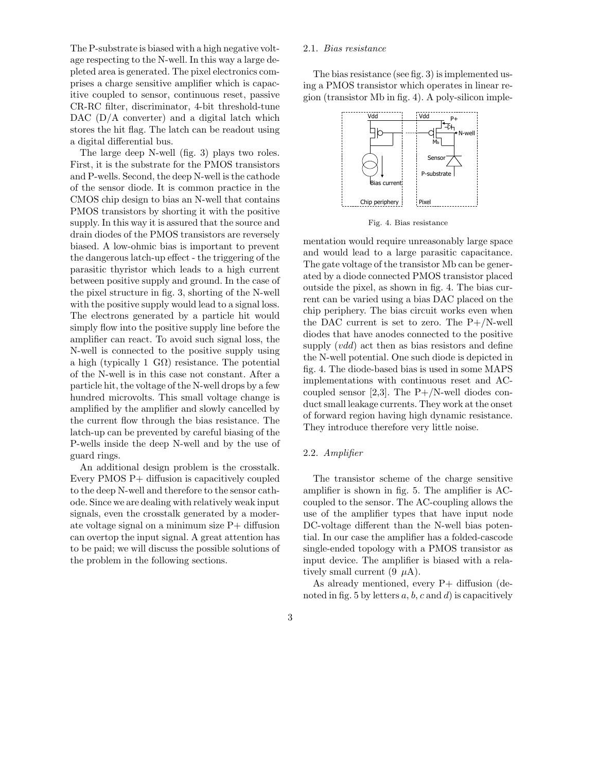The P-substrate is biased with a high negative voltage respecting to the N-well. In this way a large depleted area is generated. The pixel electronics comprises a charge sensitive amplifier which is capacitive coupled to sensor, continuous reset, passive CR-RC filter, discriminator, 4-bit threshold-tune DAC (D/A converter) and a digital latch which stores the hit flag. The latch can be readout using a digital differential bus.

The large deep N-well (fig. 3) plays two roles. First, it is the substrate for the PMOS transistors and P-wells. Second, the deep N-well is the cathode of the sensor diode. It is common practice in the CMOS chip design to bias an N-well that contains PMOS transistors by shorting it with the positive supply. In this way it is assured that the source and drain diodes of the PMOS transistors are reversely biased. A low-ohmic bias is important to prevent the dangerous latch-up effect - the triggering of the parasitic thyristor which leads to a high current between positive supply and ground. In the case of the pixel structure in fig. 3, shorting of the N-well with the positive supply would lead to a signal loss. The electrons generated by a particle hit would simply flow into the positive supply line before the amplifier can react. To avoid such signal loss, the N-well is connected to the positive supply using a high (typically 1 GΩ) resistance. The potential of the N-well is in this case not constant. After a particle hit, the voltage of the N-well drops by a few hundred microvolts. This small voltage change is amplified by the amplifier and slowly cancelled by the current flow through the bias resistance. The latch-up can be prevented by careful biasing of the P-wells inside the deep N-well and by the use of guard rings.

An additional design problem is the crosstalk. Every PMOS P+ diffusion is capacitively coupled to the deep N-well and therefore to the sensor cathode. Since we are dealing with relatively weak input signals, even the crosstalk generated by a moderate voltage signal on a minimum size P+ diffusion can overtop the input signal. A great attention has to be paid; we will discuss the possible solutions of the problem in the following sections.

### 2.1. *Bias resistance*

The bias resistance (see fig. 3) is implemented using a PMOS transistor which operates in linear region (transistor Mb in fig. 4). A poly-silicon implementation would require unreasonably large space and would lead to a large parasitic capacitance. The gate voltage of the transistor Mb can be generated by a diode connected PMOS transistor placed outside the pixel, as shown in fig. 4. The bias current can be varied using a bias DAC placed on the chip periphery. The bias circuit works even when the DAC current is set to zero. The P+/N-well diodes that have anodes connected to the positive supply (*vdd*) act then as bias resistors and define the N-well potential. One such diode is depicted in fig. 4. The diode-based bias is used in some MAPS implementations with continuous reset and AC-coupled sensor [2,3]. The P+/N-well diodes conduct small leakage currents. They work at the onset of forward region having high dynamic resistance. They introduce therefore very little noise.

Vdd
Bias current
Chip periphery
Vdd
P+
N-well
Mb
Sensor
P-substrate
Pixel

Fig. 4. Bias resistance

### 2.2. *Amplifier*

The transistor scheme of the charge sensitive amplifier is shown in fig. 5. The amplifier is AC-coupled to the sensor. The AC-coupling allows the use of the amplifier types that have input node DC-voltage different than the N-well bias potential. In our case the amplifier has a folded-cascode single-ended topology with a PMOS transistor as input device. The amplifier is biased with a relatively small current (9 $\mu$A).

As already mentioned, every P+ diffusion (denoted in fig. 5 by letters *a*, *b*, *c* and *d*) is capacitively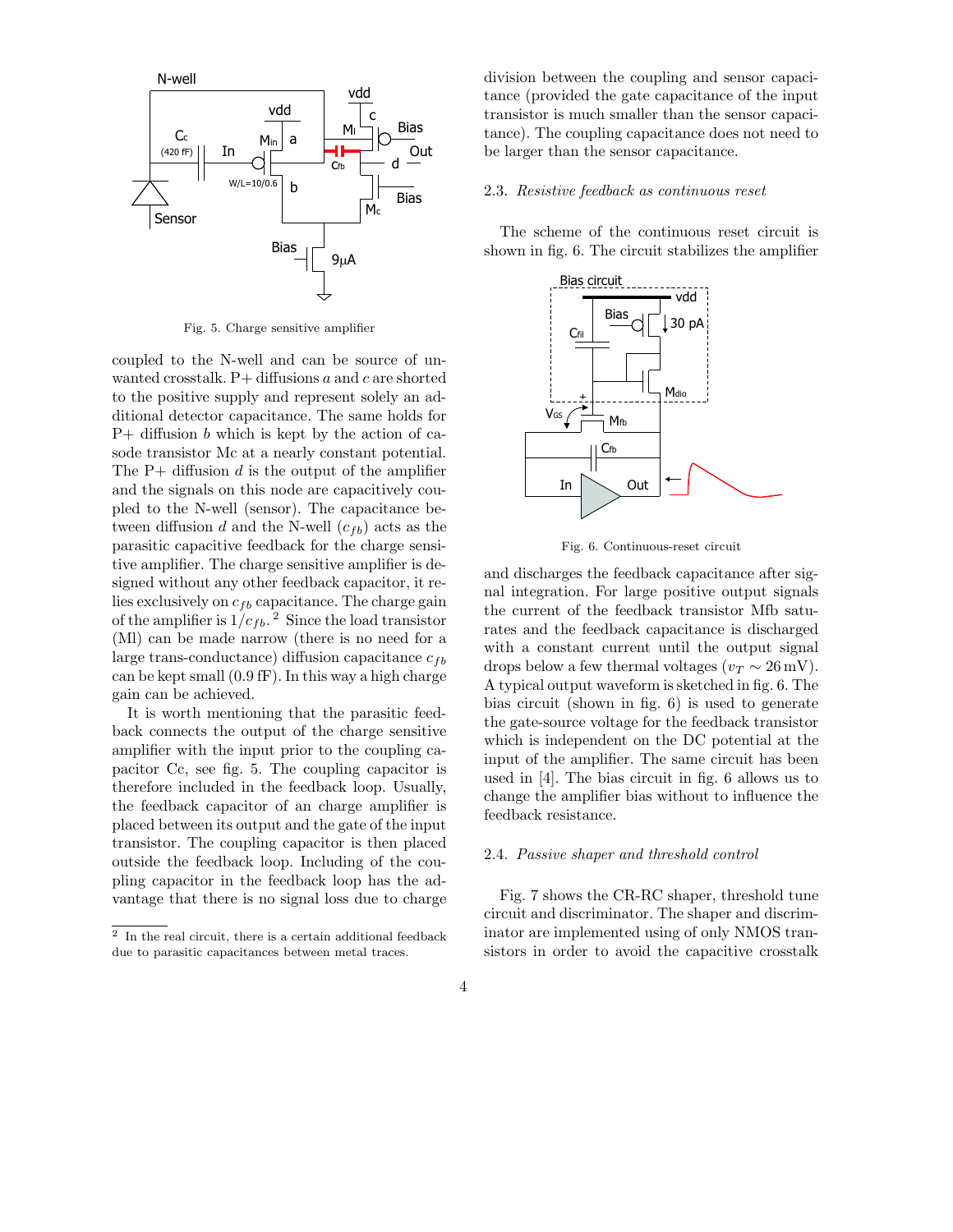Fig. 5. Charge sensitive amplifier

coupled to the N-well and can be source of unwanted crosstalk. P+ diffusions $a$ and $c$ are shorted to the positive supply and represent solely an additional detector capacitance. The same holds for P+ diffusion $b$ which is kept by the action of cascode transistor Mc at a nearly constant potential. The P+ diffusion $d$ is the output of the amplifier and the signals on this node are capacitively coupled to the N-well (sensor). The capacitance between diffusion $d$ and the N-well ($c_{fb}$) acts as the parasitic capacitive feedback for the charge sensitive amplifier. The charge sensitive amplifier is designed without any other feedback capacitor, it relies exclusively on $c_{fb}$ capacitance. The charge gain of the amplifier is $1/c_{fb}$.[2] Since the load transistor (Ml) can be made narrow (there is no need for a large trans-conductance) diffusion capacitance $c_{fb}$ can be kept small (0.9 fF). In this way a high charge gain can be achieved.

It is worth mentioning that the parasitic feedback connects the output of the charge sensitive amplifier with the input prior to the coupling capacitor Cc, see fig. 5. The coupling capacitor is therefore included in the feedback loop. Usually, the feedback capacitor of an charge amplifier is placed between its output and the gate of the input transistor. The coupling capacitor is then placed outside the feedback loop. Including of the coupling capacitor in the feedback loop has the advantage that there is no signal loss due to charge division between the coupling and sensor capacitance (provided the gate capacitance of the input transistor is much smaller than the sensor capacitance). The coupling capacitance does not need to be larger than the sensor capacitance.

[2] In the real circuit, there is a certain additional feedback due to parasitic capacitances between metal traces.

### 2.3. *Resistive feedback as continuous reset*

The scheme of the continuous reset circuit is shown in fig. 6. The circuit stabilizes the amplifier

Fig. 6. Continuous-reset circuit

and discharges the feedback capacitance after signal integration. For large positive output signals the current of the feedback transistor Mfb saturates and the feedback capacitance is discharged with a constant current until the output signal drops below a few thermal voltages ($v_T \sim 26\,\mathrm{mV}$). A typical output waveform is sketched in fig. 6. The bias circuit (shown in fig. 6) is used to generate the gate-source voltage for the feedback transistor which is independent on the DC potential at the input of the amplifier. The same circuit has been used in [4]. The bias circuit in fig. 6 allows us to change the amplifier bias without to influence the feedback resistance.

### 2.4. *Passive shaper and threshold control*

Fig. 7 shows the CR-RC shaper, threshold tune circuit and discriminator. The shaper and discriminator are implemented using of only NMOS transistors in order to avoid the capacitive crosstalk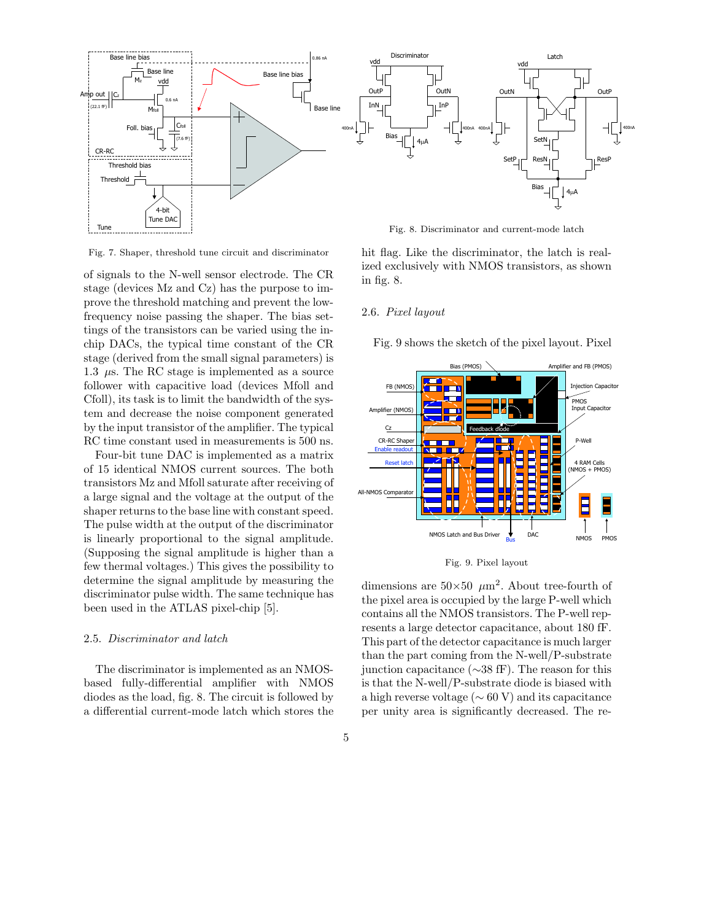Fig. 7. Shaper, threshold tune circuit and discriminator

Fig. 8. Discriminator and current-mode latch

of signals to the N-well sensor electrode. The CR stage (devices Mz and Cz) has the purpose to improve the threshold matching and prevent the low-frequency noise passing the shaper. The bias settings of the transistors can be varied using the in-chip DACs, the typical time constant of the CR stage (derived from the small signal parameters) is 1.3 $\mu$s. The RC stage is implemented as a source follower with capacitive load (devices Mfoll and Cfoll), its task is to limit the bandwidth of the system and decrease the noise component generated by the input transistor of the amplifier. The typical RC time constant used in measurements is 500 ns.

Four-bit tune DAC is implemented as a matrix of 15 identical NMOS current sources. The both transistors Mz and Mfoll saturate after receiving of a large signal and the voltage at the output of the shaper returns to the base line with constant speed. The pulse width at the output of the discriminator is linearly proportional to the signal amplitude. (Supposing the signal amplitude is higher than a few thermal voltages.) This gives the possibility to determine the signal amplitude by measuring the discriminator pulse width. The same technique has been used in the ATLAS pixel-chip [5].

### 2.5. *Discriminator and latch*

The discriminator is implemented as an NMOS-based fully-differential amplifier with NMOS diodes as the load, fig. 8. The circuit is followed by a differential current-mode latch which stores the hit flag. Like the discriminator, the latch is realized exclusively with NMOS transistors, as shown in fig. 8.

### 2.6. *Pixel layout*

Fig. 9 shows the sketch of the pixel layout. Pixel

Fig. 9. Pixel layout

dimensions are 50×50 $\mu$m$^2$. About tree-fourth of the pixel area is occupied by the large P-well which contains all the NMOS transistors. The P-well represents a large detector capacitance, about 180 fF. This part of the detector capacitance is much larger than the part coming from the N-well/P-substrate junction capacitance (∼38 fF). The reason for this is that the N-well/P-substrate diode is biased with a high reverse voltage (∼ 60 V) and its capacitance per unity area is significantly decreased. The re-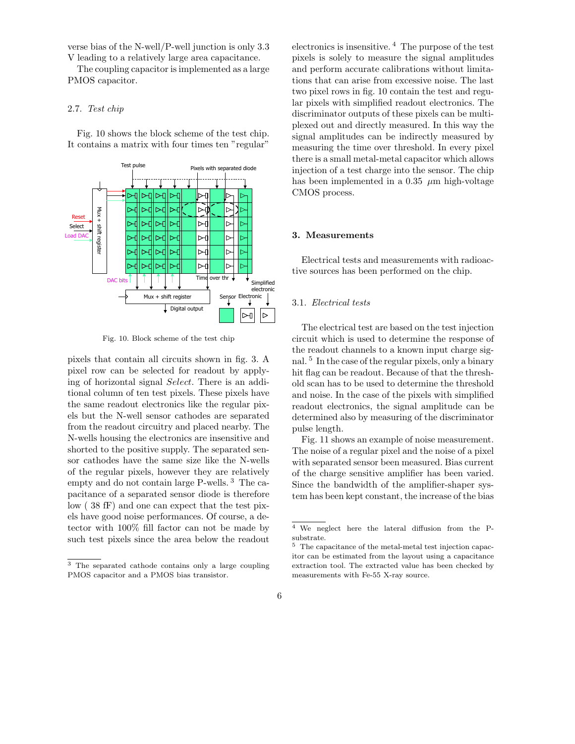verse bias of the N-well/P-well junction is only 3.3 V leading to a relatively large area capacitance.

The coupling capacitor is implemented as a large PMOS capacitor.

### 2.7. *Test chip*

Fig. 10 shows the block scheme of the test chip. It contains a matrix with four times ten "regular"

Test pulse
Pixels with separated diode
Reset
Select
Load DAC
Mux + shift register
DAC bits
Time over thr
Simplified electronic
Mux + shift register
Digital output
Sensor
Electronic

Fig. 10. Block scheme of the test chip

pixels that contain all circuits shown in fig. 3. A pixel row can be selected for readout by applying of horizontal signal *Select*. There is an additional column of ten test pixels. These pixels have the same readout electronics like the regular pixels but the N-well sensor cathodes are separated from the readout circuitry and placed nearby. The N-wells housing the electronics are insensitive and shorted to the positive supply. The separated sensor cathodes have the same size like the N-wells of the regular pixels, however they are relatively empty and do not contain large P-wells. [3] The capacitance of a separated sensor diode is therefore low ( 38 fF) and one can expect that the test pixels have good noise performances. Of course, a detector with 100% fill factor can not be made by such test pixels since the area below the readout electronics is insensitive. [4] The purpose of the test pixels is solely to measure the signal amplitudes and perform accurate calibrations without limitations that can arise from excessive noise. The last two pixel rows in fig. 10 contain the test and regular pixels with simplified readout electronics. The discriminator outputs of these pixels can be multiplexed out and directly measured. In this way the signal amplitudes can be indirectly measured by measuring the time over threshold. In every pixel there is a small metal-metal capacitor which allows injection of a test charge into the sensor. The chip has been implemented in a 0.35 $\mu$m high-voltage CMOS process.

[3] The separated cathode contains only a large coupling PMOS capacitor and a PMOS bias transistor.

[4] We neglect here the lateral diffusion from the P-substrate.

## 3. Measurements

Electrical tests and measurements with radioactive sources has been performed on the chip.

### 3.1. *Electrical tests*

The electrical test are based on the test injection circuit which is used to determine the response of the readout channels to a known input charge signal. [5] In the case of the regular pixels, only a binary hit flag can be readout. Because of that the threshold scan has to be used to determine the threshold and noise. In the case of the pixels with simplified readout electronics, the signal amplitude can be determined also by measuring of the discriminator pulse length.

Fig. 11 shows an example of noise measurement. The noise of a regular pixel and the noise of a pixel with separated sensor been measured. Bias current of the charge sensitive amplifier has been varied. Since the bandwidth of the amplifier-shaper system has been kept constant, the increase of the bias

[5] The capacitance of the metal-metal test injection capacitor can be estimated from the layout using a capacitance extraction tool. The extracted value has been checked by measurements with Fe-55 X-ray source.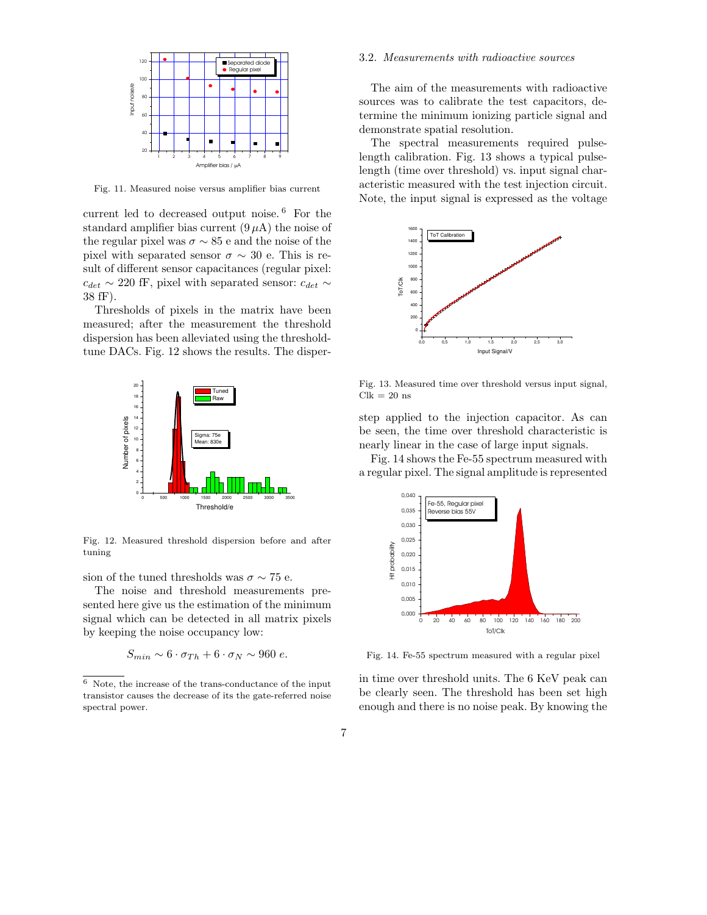Fig. 11. Measured noise versus amplifier bias current

current led to decreased output noise. [6] For the standard amplifier bias current ($9\,\mu$A) the noise of the regular pixel was $\sigma \sim 85$ e and the noise of the pixel with separated sensor $\sigma \sim 30$ e. This is result of different sensor capacitances (regular pixel: $c_{det} \sim 220$ fF, pixel with separated sensor: $c_{det} \sim 38$ fF).

Thresholds of pixels in the matrix have been measured; after the measurement the threshold dispersion has been alleviated using the threshold-tune DACs. Fig. 12 shows the results. The dispersion of the tuned thresholds was $\sigma \sim 75$ e.

Fig. 12. Measured threshold dispersion before and after tuning

The noise and threshold measurements presented here give us the estimation of the minimum signal which can be detected in all matrix pixels by keeping the noise occupancy low:

$$S_{min} \sim 6 \cdot \sigma_{Th} + 6 \cdot \sigma_N \sim 960\ e.$$

[6] Note, the increase of the trans-conductance of the input transistor causes the decrease of its the gate-referred noise spectral power.

## 3.2. *Measurements with radioactive sources*

The aim of the measurements with radioactive sources was to calibrate the test capacitors, determine the minimum ionizing particle signal and demonstrate spatial resolution.

The spectral measurements required pulse-length calibration. Fig. 13 shows a typical pulse-length (time over threshold) vs. input signal characteristic measured with the test injection circuit. Note, the input signal is expressed as the voltage step applied to the injection capacitor. As can be seen, the time over threshold characteristic is nearly linear in the case of large input signals.

Fig. 13. Measured time over threshold versus input signal, Clk = 20 ns

Fig. 14 shows the Fe-55 spectrum measured with a regular pixel. The signal amplitude is represented in time over threshold units. The 6 KeV peak can be clearly seen. The threshold has been set high enough and there is no noise peak. By knowing the

Fig. 14. Fe-55 spectrum measured with a regular pixel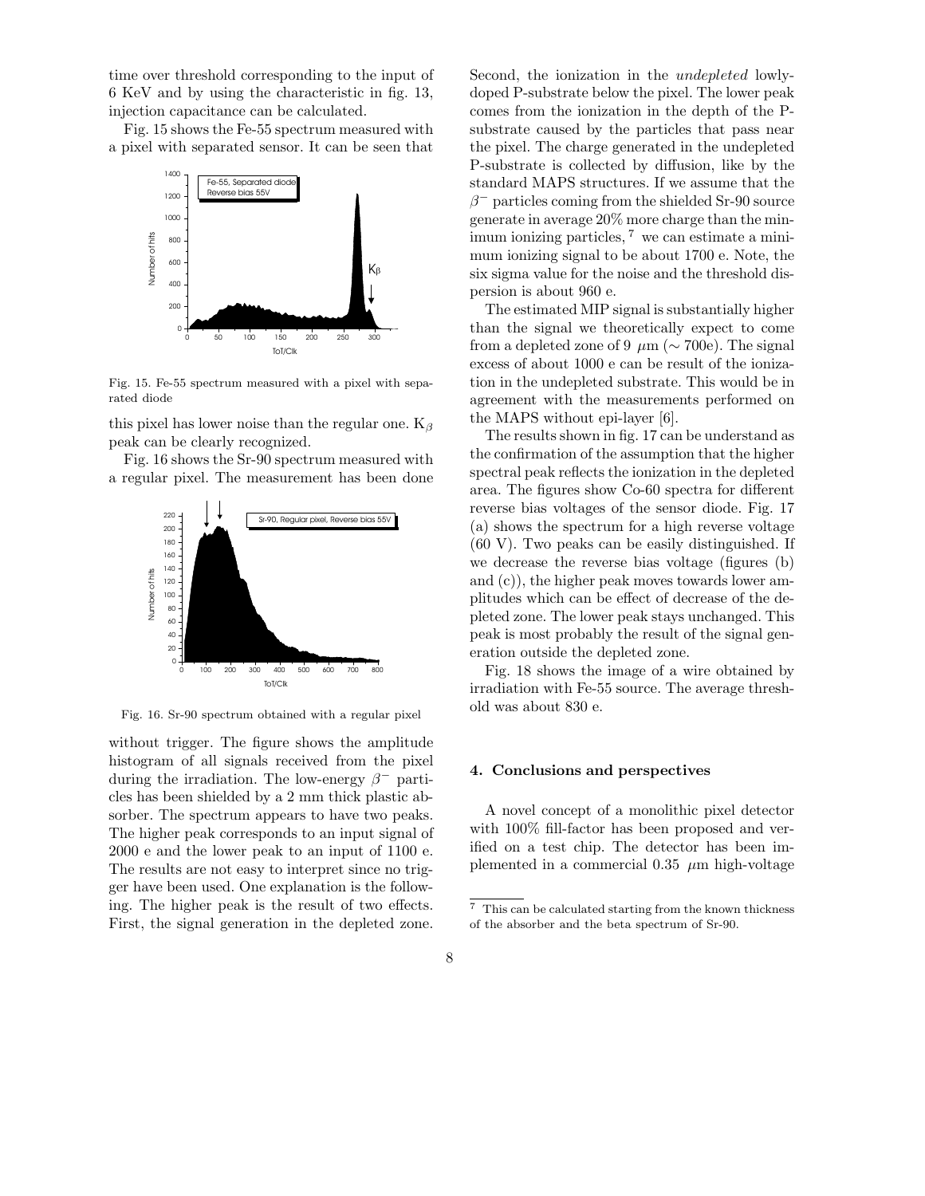time over threshold corresponding to the input of 6 KeV and by using the characteristic in fig. 13, injection capacitance can be calculated.

Fig. 15 shows the Fe-55 spectrum measured with a pixel with separated sensor. It can be seen that

Fe-55, Separated diode
Reverse bias 55V
Number of hits
ToT/Clk
$K_\beta$
0
200
400
600
800
1000
1200
1400
0 50 100 150 200 250 300

Fig. 15. Fe-55 spectrum measured with a pixel with separated diode

this pixel has lower noise than the regular one. $K_\beta$ peak can be clearly recognized.

Fig. 16 shows the Sr-90 spectrum measured with a regular pixel. The measurement has been done

Sr-90, Regular pixel, Reverse bias 55V
Number of hits
ToT/Clk
0
20
40
60
80
100
120
140
160
180
200
220
0 100 200 300 400 500 600 700 800

Fig. 16. Sr-90 spectrum obtained with a regular pixel

without trigger. The figure shows the amplitude histogram of all signals received from the pixel during the irradiation. The low-energy $\beta^-$ particles has been shielded by a 2 mm thick plastic absorber. The spectrum appears to have two peaks. The higher peak corresponds to an input signal of 2000 e and the lower peak to an input of 1100 e. The results are not easy to interpret since no trigger have been used. One explanation is the following. The higher peak is the result of two effects. First, the signal generation in the depleted zone. Second, the ionization in the *undepleted* lowly-doped P-substrate below the pixel. The lower peak comes from the ionization in the depth of the P-substrate caused by the particles that pass near the pixel. The charge generated in the undepleted P-substrate is collected by diffusion, like by the standard MAPS structures. If we assume that the $\beta^-$ particles coming from the shielded Sr-90 source generate in average 20% more charge than the minimum ionizing particles, [7] we can estimate a minimum ionizing signal to be about 1700 e. Note, the six sigma value for the noise and the threshold dispersion is about 960 e.

The estimated MIP signal is substantially higher than the signal we theoretically expect to come from a depleted zone of 9 $\mu$m ($\sim$ 700e). The signal excess of about 1000 e can be result of the ionization in the undepleted substrate. This would be in agreement with the measurements performed on the MAPS without epi-layer [6].

The results shown in fig. 17 can be understand as the confirmation of the assumption that the higher spectral peak reflects the ionization in the depleted area. The figures show Co-60 spectra for different reverse bias voltages of the sensor diode. Fig. 17 (a) shows the spectrum for a high reverse voltage (60 V). Two peaks can be easily distinguished. If we decrease the reverse bias voltage (figures (b) and (c)), the higher peak moves towards lower amplitudes which can be effect of decrease of the depleted zone. The lower peak stays unchanged. This peak is most probably the result of the signal generation outside the depleted zone.

Fig. 18 shows the image of a wire obtained by irradiation with Fe-55 source. The average threshold was about 830 e.

## 4. Conclusions and perspectives

A novel concept of a monolithic pixel detector with 100% fill-factor has been proposed and verified on a test chip. The detector has been implemented in a commercial 0.35 $\mu$m high-voltage

[7] This can be calculated starting from the known thickness of the absorber and the beta spectrum of Sr-90.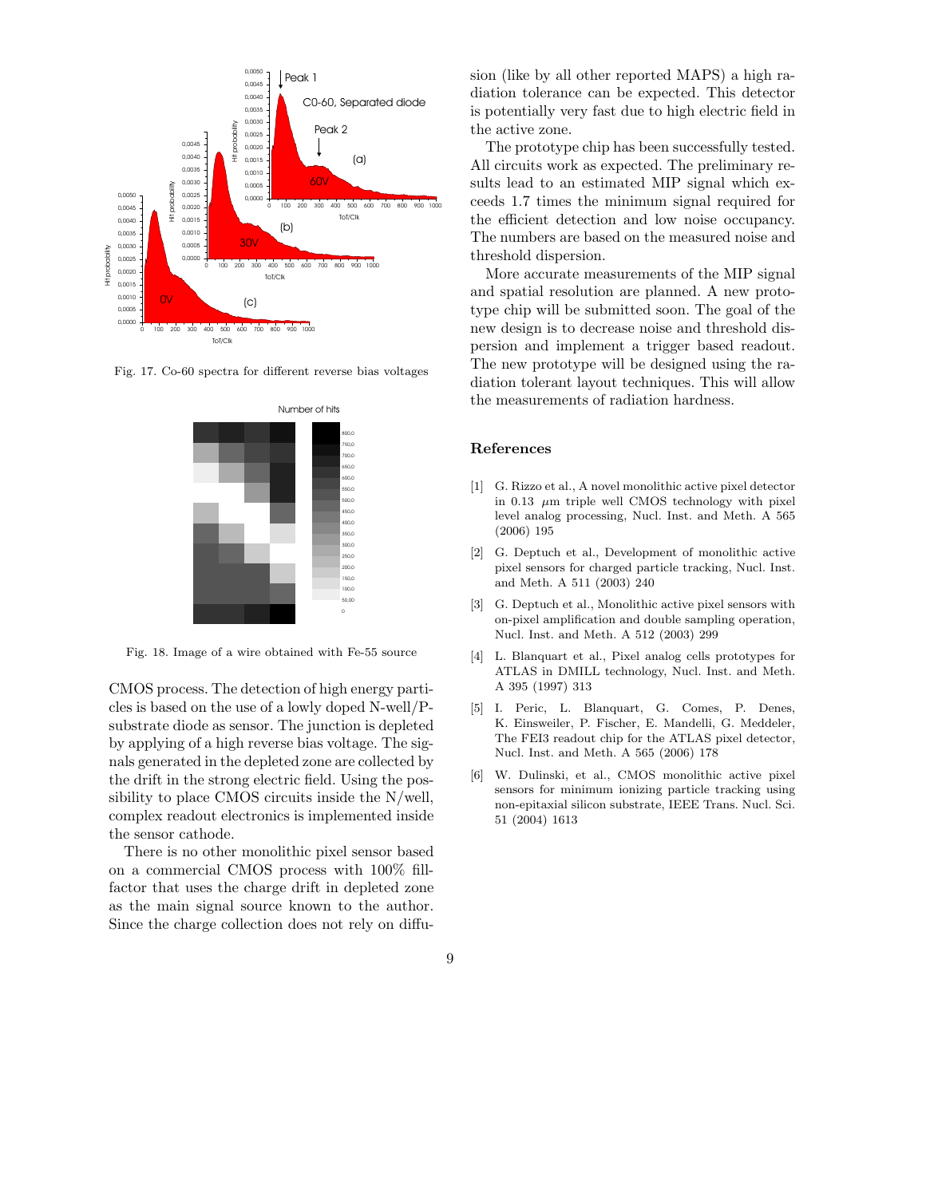Peak 1

C0-60, Separated diode

Peak 2

(a)

60V

(b)

30V

0V

(c)

Hit probability

ToT/Clk

Fig. 17. Co-60 spectra for different reverse bias voltages

Number of hits

Fig. 18. Image of a wire obtained with Fe-55 source

CMOS process. The detection of high energy particles is based on the use of a lowly doped N-well/P-substrate diode as sensor. The junction is depleted by applying of a high reverse bias voltage. The signals generated in the depleted zone are collected by the drift in the strong electric field. Using the possibility to place CMOS circuits inside the N/well, complex readout electronics is implemented inside the sensor cathode.

There is no other monolithic pixel sensor based on a commercial CMOS process with 100% fill-factor that uses the charge drift in depleted zone as the main signal source known to the author. Since the charge collection does not rely on diffusion (like by all other reported MAPS) a high radiation tolerance can be expected. This detector is potentially very fast due to high electric field in the active zone.

The prototype chip has been successfully tested. All circuits work as expected. The preliminary results lead to an estimated MIP signal which exceeds 1.7 times the minimum signal required for the efficient detection and low noise occupancy. The numbers are based on the measured noise and threshold dispersion.

More accurate measurements of the MIP signal and spatial resolution are planned. A new prototype chip will be submitted soon. The goal of the new design is to decrease noise and threshold dispersion and implement a trigger based readout. The new prototype will be designed using the radiation tolerant layout techniques. This will allow the measurements of radiation hardness.

## References

[1] G. Rizzo et al., A novel monolithic active pixel detector in 0.13 $\mu$m triple well CMOS technology with pixel level analog processing, Nucl. Inst. and Meth. A 565 (2006) 195

[2] G. Deptuch et al., Development of monolithic active pixel sensors for charged particle tracking, Nucl. Inst. and Meth. A 511 (2003) 240

[3] G. Deptuch et al., Monolithic active pixel sensors with on-pixel amplification and double sampling operation, Nucl. Inst. and Meth. A 512 (2003) 299

[4] L. Blanquart et al., Pixel analog cells prototypes for ATLAS in DMILL technology, Nucl. Inst. and Meth. A 395 (1997) 313

[5] I. Peric, L. Blanquart, G. Comes, P. Denes, K. Einsweiler, P. Fischer, E. Mandelli, G. Meddeler, The FEI3 readout chip for the ATLAS pixel detector, Nucl. Inst. and Meth. A 565 (2006) 178

[6] W. Dulinski, et al., CMOS monolithic active pixel sensors for minimum ionizing particle tracking using non-epitaxial silicon substrate, IEEE Trans. Nucl. Sci. 51 (2004) 1613